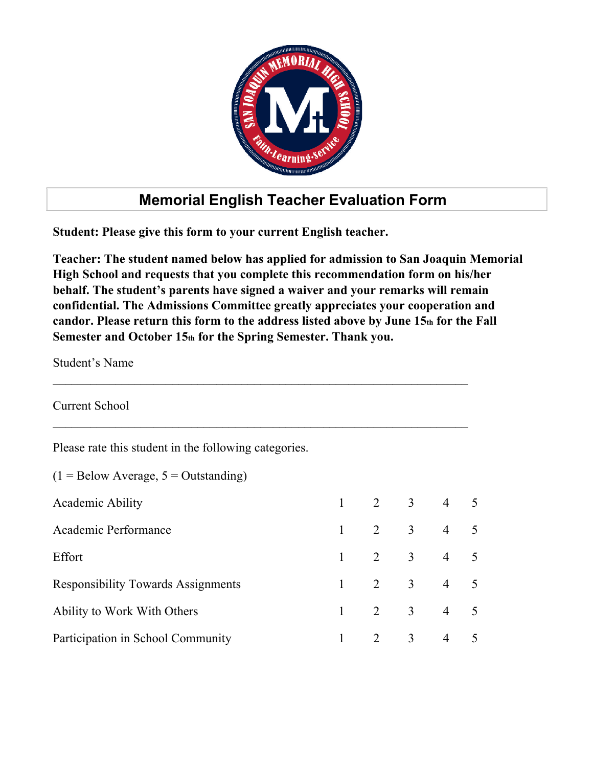# Memorial English Teacher Evaluation Form

**Student: Please give this form to your current English teacher.**

**Teacher: The student named below has applied for admission to San Joaquin Memorial High School and requests that you complete this recommendation form on his/her behalf. The student's parents have signed a waiver and your remarks will remain confidential. The Admissions Committee greatly appreciates your cooperation and candor. Please return this form to the address listed above by June 15th for the Fall Semester and October 15th for the Spring Semester. Thank you.**

Student's Name

\_\_\_\_\_\_\_\_\_\_\_\_\_\_\_\_\_\_\_\_\_\_\_\_\_\_\_\_\_\_\_\_\_\_\_\_\_\_\_\_\_\_\_\_\_\_\_\_\_\_\_\_\_\_\_\_\_\_\_\_\_\_\_\_

Current School

\_\_\_\_\_\_\_\_\_\_\_\_\_\_\_\_\_\_\_\_\_\_\_\_\_\_\_\_\_\_\_\_\_\_\_\_\_\_\_\_\_\_\_\_\_\_\_\_\_\_\_\_\_\_\_\_\_\_\_\_\_\_\_\_

Please rate this student in the following categories.

(1 = Below Average, 5 = Outstanding)

| | | | | | |
|---|---|---|---|---|---|
| Academic Ability | 1 | 2 | 3 | 4 | 5 |
| Academic Performance | 1 | 2 | 3 | 4 | 5 |
| Effort | 1 | 2 | 3 | 4 | 5 |
| Responsibility Towards Assignments | 1 | 2 | 3 | 4 | 5 |
| Ability to Work With Others | 1 | 2 | 3 | 4 | 5 |
| Participation in School Community | 1 | 2 | 3 | 4 | 5 |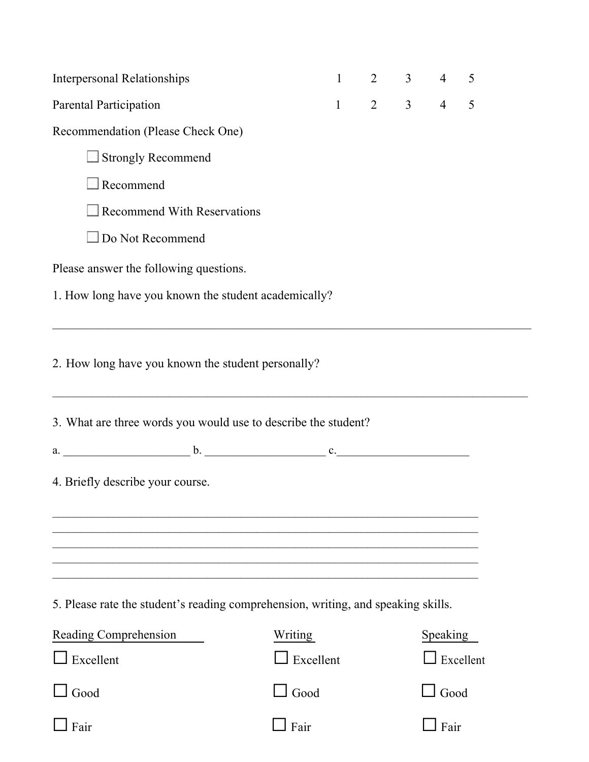| | | | | | |
|---|---|---|---|---|---|
| Interpersonal Relationships | 1 | 2 | 3 | 4 | 5 |
| Parental Participation | 1 | 2 | 3 | 4 | 5 |

Recommendation (Please Check One)

- ☐ Strongly Recommend
- ☐ Recommend
- ☐ Recommend With Reservations
- ☐ Do Not Recommend

Please answer the following questions.

1. How long have you known the student academically?

_______________________________________________________________________________

2. How long have you known the student personally?

_______________________________________________________________________________

3. What are three words you would use to describe the student?

a. _____________________ b. ____________________ c.______________________

4. Briefly describe your course.

_______________________________________________________________________
_______________________________________________________________________
_______________________________________________________________________
_______________________________________________________________________
_______________________________________________________________________

5. Please rate the student's reading comprehension, writing, and speaking skills.

| Reading Comprehension | Writing | Speaking |
|---|---|---|
| ☐ Excellent | ☐ Excellent | ☐ Excellent |
| ☐ Good | ☐ Good | ☐ Good |
| ☐ Fair | ☐ Fair | ☐ Fair |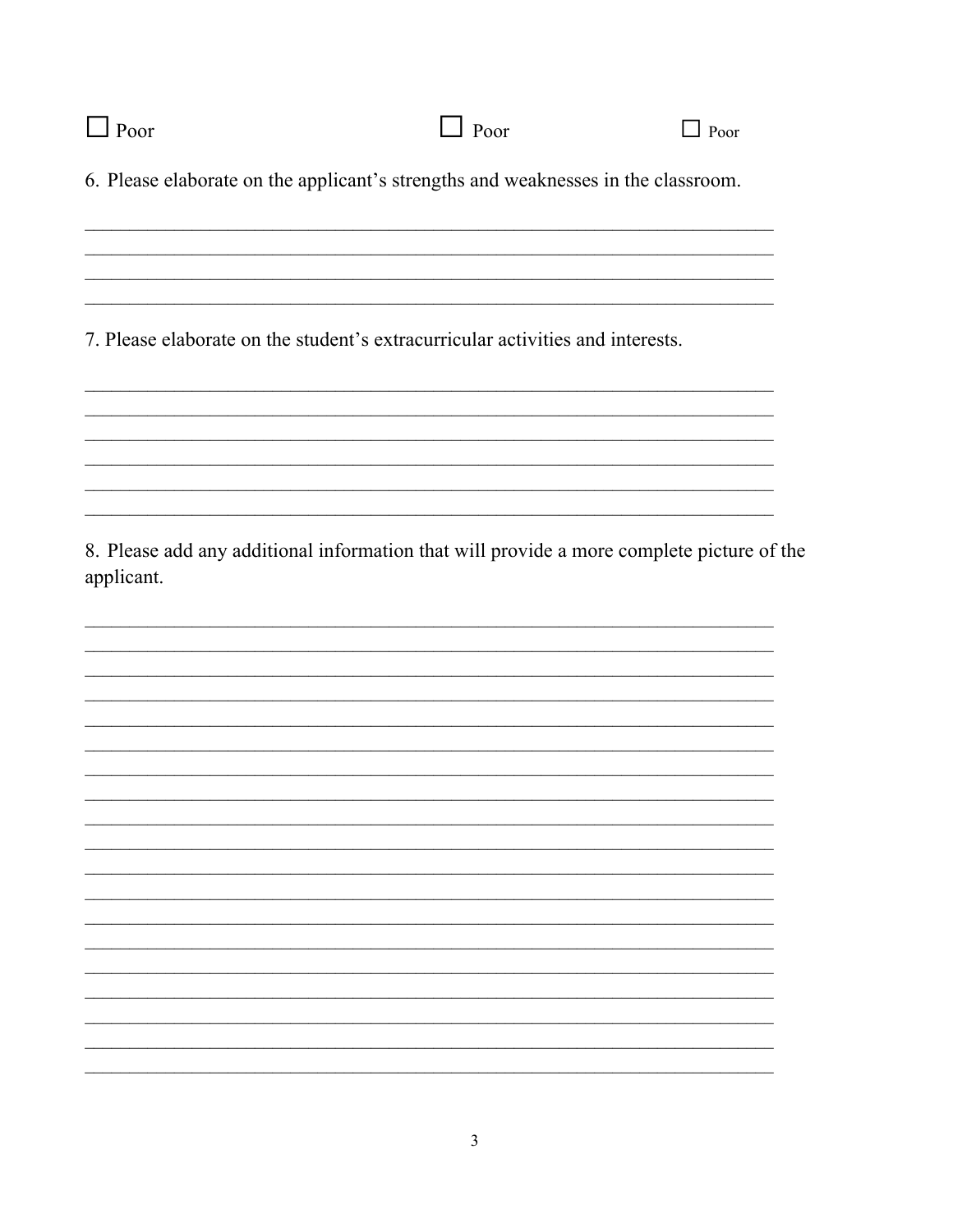☐ Poor ☐ Poor ☐ Poor

6. Please elaborate on the applicant's strengths and weaknesses in the classroom.

\_\_\_\_\_\_\_\_\_\_\_\_\_\_\_\_\_\_\_\_\_\_\_\_\_\_\_\_\_\_\_\_\_\_\_\_\_\_\_\_\_\_\_\_\_\_\_\_\_\_\_\_\_\_\_\_\_\_\_\_\_\_\_\_\_\_\_\_\_\_
\_\_\_\_\_\_\_\_\_\_\_\_\_\_\_\_\_\_\_\_\_\_\_\_\_\_\_\_\_\_\_\_\_\_\_\_\_\_\_\_\_\_\_\_\_\_\_\_\_\_\_\_\_\_\_\_\_\_\_\_\_\_\_\_\_\_\_\_\_\_
\_\_\_\_\_\_\_\_\_\_\_\_\_\_\_\_\_\_\_\_\_\_\_\_\_\_\_\_\_\_\_\_\_\_\_\_\_\_\_\_\_\_\_\_\_\_\_\_\_\_\_\_\_\_\_\_\_\_\_\_\_\_\_\_\_\_\_\_\_\_
\_\_\_\_\_\_\_\_\_\_\_\_\_\_\_\_\_\_\_\_\_\_\_\_\_\_\_\_\_\_\_\_\_\_\_\_\_\_\_\_\_\_\_\_\_\_\_\_\_\_\_\_\_\_\_\_\_\_\_\_\_\_\_\_\_\_\_\_\_\_

7. Please elaborate on the student's extracurricular activities and interests.

\_\_\_\_\_\_\_\_\_\_\_\_\_\_\_\_\_\_\_\_\_\_\_\_\_\_\_\_\_\_\_\_\_\_\_\_\_\_\_\_\_\_\_\_\_\_\_\_\_\_\_\_\_\_\_\_\_\_\_\_\_\_\_\_\_\_\_\_\_\_
\_\_\_\_\_\_\_\_\_\_\_\_\_\_\_\_\_\_\_\_\_\_\_\_\_\_\_\_\_\_\_\_\_\_\_\_\_\_\_\_\_\_\_\_\_\_\_\_\_\_\_\_\_\_\_\_\_\_\_\_\_\_\_\_\_\_\_\_\_\_
\_\_\_\_\_\_\_\_\_\_\_\_\_\_\_\_\_\_\_\_\_\_\_\_\_\_\_\_\_\_\_\_\_\_\_\_\_\_\_\_\_\_\_\_\_\_\_\_\_\_\_\_\_\_\_\_\_\_\_\_\_\_\_\_\_\_\_\_\_\_
\_\_\_\_\_\_\_\_\_\_\_\_\_\_\_\_\_\_\_\_\_\_\_\_\_\_\_\_\_\_\_\_\_\_\_\_\_\_\_\_\_\_\_\_\_\_\_\_\_\_\_\_\_\_\_\_\_\_\_\_\_\_\_\_\_\_\_\_\_\_
\_\_\_\_\_\_\_\_\_\_\_\_\_\_\_\_\_\_\_\_\_\_\_\_\_\_\_\_\_\_\_\_\_\_\_\_\_\_\_\_\_\_\_\_\_\_\_\_\_\_\_\_\_\_\_\_\_\_\_\_\_\_\_\_\_\_\_\_\_\_
\_\_\_\_\_\_\_\_\_\_\_\_\_\_\_\_\_\_\_\_\_\_\_\_\_\_\_\_\_\_\_\_\_\_\_\_\_\_\_\_\_\_\_\_\_\_\_\_\_\_\_\_\_\_\_\_\_\_\_\_\_\_\_\_\_\_\_\_\_\_

8. Please add any additional information that will provide a more complete picture of the applicant.

\_\_\_\_\_\_\_\_\_\_\_\_\_\_\_\_\_\_\_\_\_\_\_\_\_\_\_\_\_\_\_\_\_\_\_\_\_\_\_\_\_\_\_\_\_\_\_\_\_\_\_\_\_\_\_\_\_\_\_\_\_\_\_\_\_\_\_\_\_\_
\_\_\_\_\_\_\_\_\_\_\_\_\_\_\_\_\_\_\_\_\_\_\_\_\_\_\_\_\_\_\_\_\_\_\_\_\_\_\_\_\_\_\_\_\_\_\_\_\_\_\_\_\_\_\_\_\_\_\_\_\_\_\_\_\_\_\_\_\_\_
\_\_\_\_\_\_\_\_\_\_\_\_\_\_\_\_\_\_\_\_\_\_\_\_\_\_\_\_\_\_\_\_\_\_\_\_\_\_\_\_\_\_\_\_\_\_\_\_\_\_\_\_\_\_\_\_\_\_\_\_\_\_\_\_\_\_\_\_\_\_
\_\_\_\_\_\_\_\_\_\_\_\_\_\_\_\_\_\_\_\_\_\_\_\_\_\_\_\_\_\_\_\_\_\_\_\_\_\_\_\_\_\_\_\_\_\_\_\_\_\_\_\_\_\_\_\_\_\_\_\_\_\_\_\_\_\_\_\_\_\_
\_\_\_\_\_\_\_\_\_\_\_\_\_\_\_\_\_\_\_\_\_\_\_\_\_\_\_\_\_\_\_\_\_\_\_\_\_\_\_\_\_\_\_\_\_\_\_\_\_\_\_\_\_\_\_\_\_\_\_\_\_\_\_\_\_\_\_\_\_\_
\_\_\_\_\_\_\_\_\_\_\_\_\_\_\_\_\_\_\_\_\_\_\_\_\_\_\_\_\_\_\_\_\_\_\_\_\_\_\_\_\_\_\_\_\_\_\_\_\_\_\_\_\_\_\_\_\_\_\_\_\_\_\_\_\_\_\_\_\_\_
\_\_\_\_\_\_\_\_\_\_\_\_\_\_\_\_\_\_\_\_\_\_\_\_\_\_\_\_\_\_\_\_\_\_\_\_\_\_\_\_\_\_\_\_\_\_\_\_\_\_\_\_\_\_\_\_\_\_\_\_\_\_\_\_\_\_\_\_\_\_
\_\_\_\_\_\_\_\_\_\_\_\_\_\_\_\_\_\_\_\_\_\_\_\_\_\_\_\_\_\_\_\_\_\_\_\_\_\_\_\_\_\_\_\_\_\_\_\_\_\_\_\_\_\_\_\_\_\_\_\_\_\_\_\_\_\_\_\_\_\_
\_\_\_\_\_\_\_\_\_\_\_\_\_\_\_\_\_\_\_\_\_\_\_\_\_\_\_\_\_\_\_\_\_\_\_\_\_\_\_\_\_\_\_\_\_\_\_\_\_\_\_\_\_\_\_\_\_\_\_\_\_\_\_\_\_\_\_\_\_\_
\_\_\_\_\_\_\_\_\_\_\_\_\_\_\_\_\_\_\_\_\_\_\_\_\_\_\_\_\_\_\_\_\_\_\_\_\_\_\_\_\_\_\_\_\_\_\_\_\_\_\_\_\_\_\_\_\_\_\_\_\_\_\_\_\_\_\_\_\_\_
\_\_\_\_\_\_\_\_\_\_\_\_\_\_\_\_\_\_\_\_\_\_\_\_\_\_\_\_\_\_\_\_\_\_\_\_\_\_\_\_\_\_\_\_\_\_\_\_\_\_\_\_\_\_\_\_\_\_\_\_\_\_\_\_\_\_\_\_\_\_
\_\_\_\_\_\_\_\_\_\_\_\_\_\_\_\_\_\_\_\_\_\_\_\_\_\_\_\_\_\_\_\_\_\_\_\_\_\_\_\_\_\_\_\_\_\_\_\_\_\_\_\_\_\_\_\_\_\_\_\_\_\_\_\_\_\_\_\_\_\_
\_\_\_\_\_\_\_\_\_\_\_\_\_\_\_\_\_\_\_\_\_\_\_\_\_\_\_\_\_\_\_\_\_\_\_\_\_\_\_\_\_\_\_\_\_\_\_\_\_\_\_\_\_\_\_\_\_\_\_\_\_\_\_\_\_\_\_\_\_\_
\_\_\_\_\_\_\_\_\_\_\_\_\_\_\_\_\_\_\_\_\_\_\_\_\_\_\_\_\_\_\_\_\_\_\_\_\_\_\_\_\_\_\_\_\_\_\_\_\_\_\_\_\_\_\_\_\_\_\_\_\_\_\_\_\_\_\_\_\_\_
\_\_\_\_\_\_\_\_\_\_\_\_\_\_\_\_\_\_\_\_\_\_\_\_\_\_\_\_\_\_\_\_\_\_\_\_\_\_\_\_\_\_\_\_\_\_\_\_\_\_\_\_\_\_\_\_\_\_\_\_\_\_\_\_\_\_\_\_\_\_
\_\_\_\_\_\_\_\_\_\_\_\_\_\_\_\_\_\_\_\_\_\_\_\_\_\_\_\_\_\_\_\_\_\_\_\_\_\_\_\_\_\_\_\_\_\_\_\_\_\_\_\_\_\_\_\_\_\_\_\_\_\_\_\_\_\_\_\_\_\_
\_\_\_\_\_\_\_\_\_\_\_\_\_\_\_\_\_\_\_\_\_\_\_\_\_\_\_\_\_\_\_\_\_\_\_\_\_\_\_\_\_\_\_\_\_\_\_\_\_\_\_\_\_\_\_\_\_\_\_\_\_\_\_\_\_\_\_\_\_\_
\_\_\_\_\_\_\_\_\_\_\_\_\_\_\_\_\_\_\_\_\_\_\_\_\_\_\_\_\_\_\_\_\_\_\_\_\_\_\_\_\_\_\_\_\_\_\_\_\_\_\_\_\_\_\_\_\_\_\_\_\_\_\_\_\_\_\_\_\_\_
\_\_\_\_\_\_\_\_\_\_\_\_\_\_\_\_\_\_\_\_\_\_\_\_\_\_\_\_\_\_\_\_\_\_\_\_\_\_\_\_\_\_\_\_\_\_\_\_\_\_\_\_\_\_\_\_\_\_\_\_\_\_\_\_\_\_\_\_\_\_
\_\_\_\_\_\_\_\_\_\_\_\_\_\_\_\_\_\_\_\_\_\_\_\_\_\_\_\_\_\_\_\_\_\_\_\_\_\_\_\_\_\_\_\_\_\_\_\_\_\_\_\_\_\_\_\_\_\_\_\_\_\_\_\_\_\_\_\_\_\_
\_\_\_\_\_\_\_\_\_\_\_\_\_\_\_\_\_\_\_\_\_\_\_\_\_\_\_\_\_\_\_\_\_\_\_\_\_\_\_\_\_\_\_\_\_\_\_\_\_\_\_\_\_\_\_\_\_\_\_\_\_\_\_\_\_\_\_\_\_\_
\_\_\_\_\_\_\_\_\_\_\_\_\_\_\_\_\_\_\_\_\_\_\_\_\_\_\_\_\_\_\_\_\_\_\_\_\_\_\_\_\_\_\_\_\_\_\_\_\_\_\_\_\_\_\_\_\_\_\_\_\_\_\_\_\_\_\_\_\_\_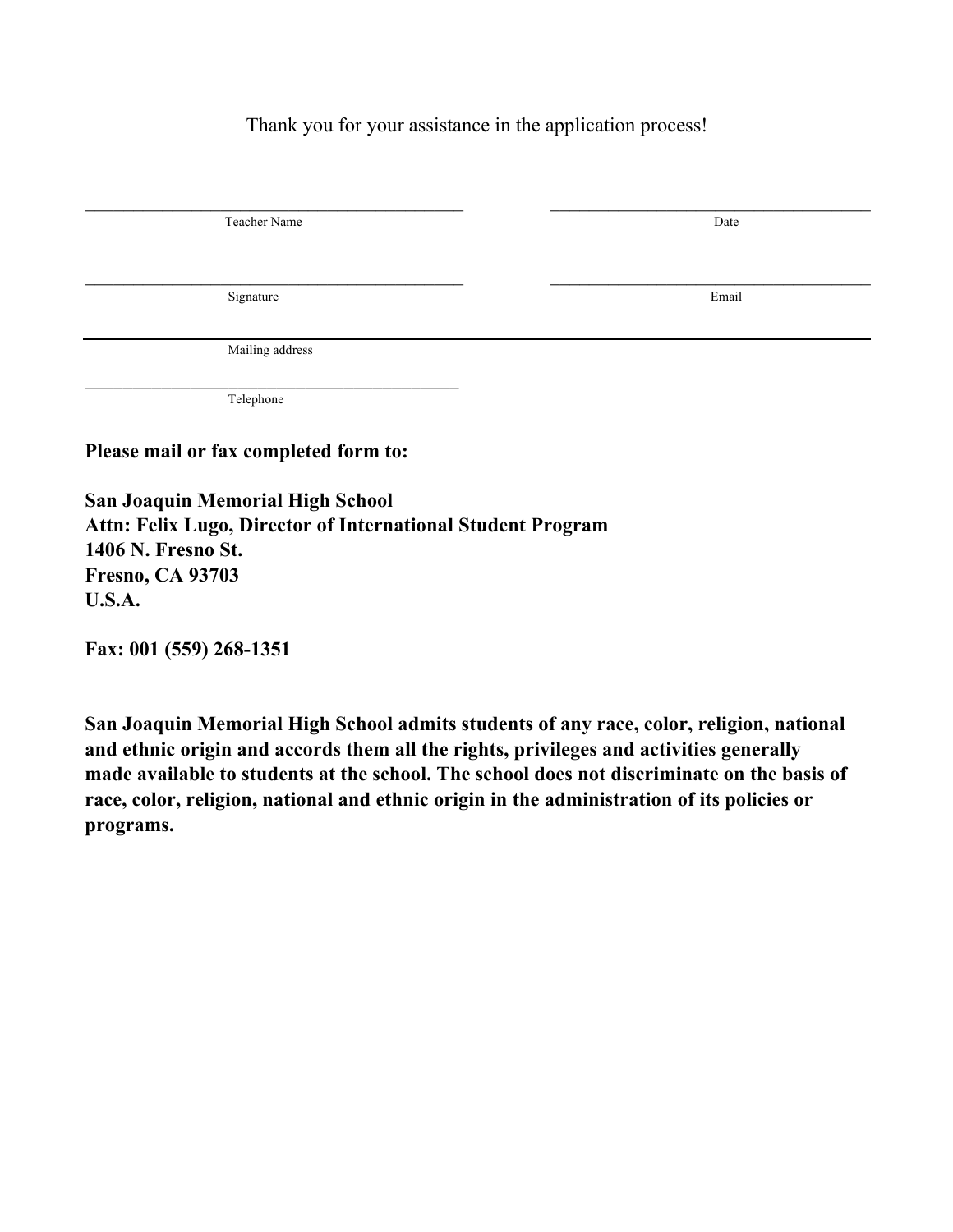Thank you for your assistance in the application process!

\_\_\_\_\_\_\_\_\_\_\_\_\_\_\_\_\_\_\_\_\_\_\_\_\_\_\_\_\_\_\_\_\_\_\_\_\_\_\_\_\_\_\_\_\_\_\_\_
Teacher Name

\_\_\_\_\_\_\_\_\_\_\_\_\_\_\_\_\_\_\_\_\_\_\_\_\_\_\_\_\_\_\_\_\_\_\_\_\_\_\_\_\_\_\_\_\_\_\_\_
Date

\_\_\_\_\_\_\_\_\_\_\_\_\_\_\_\_\_\_\_\_\_\_\_\_\_\_\_\_\_\_\_\_\_\_\_\_\_\_\_\_\_\_\_\_\_\_\_\_
Signature

\_\_\_\_\_\_\_\_\_\_\_\_\_\_\_\_\_\_\_\_\_\_\_\_\_\_\_\_\_\_\_\_\_\_\_\_\_\_\_\_\_\_\_\_\_\_\_\_
Email

\_\_\_\_\_\_\_\_\_\_\_\_\_\_\_\_\_\_\_\_\_\_\_\_\_\_\_\_\_\_\_\_\_\_\_\_\_\_\_\_\_\_\_\_\_\_\_\_\_\_\_\_\_\_\_\_\_\_\_\_\_\_\_\_\_\_\_\_\_\_\_\_\_\_\_\_\_\_\_\_\_\_\_\_\_\_\_\_\_\_\_\_\_\_
Mailing address

\_\_\_\_\_\_\_\_\_\_\_\_\_\_\_\_\_\_\_\_\_\_\_\_\_\_\_\_\_\_\_\_\_\_\_\_\_\_\_\_\_\_\_\_\_\_\_\_
Telephone

**Please mail or fax completed form to:**

**San Joaquin Memorial High School**
**Attn: Felix Lugo, Director of International Student Program**
**1406 N. Fresno St.**
**Fresno, CA 93703**
**U.S.A.**

**Fax: 001 (559) 268-1351**

**San Joaquin Memorial High School admits students of any race, color, religion, national and ethnic origin and accords them all the rights, privileges and activities generally made available to students at the school. The school does not discriminate on the basis of race, color, religion, national and ethnic origin in the administration of its policies or programs.**